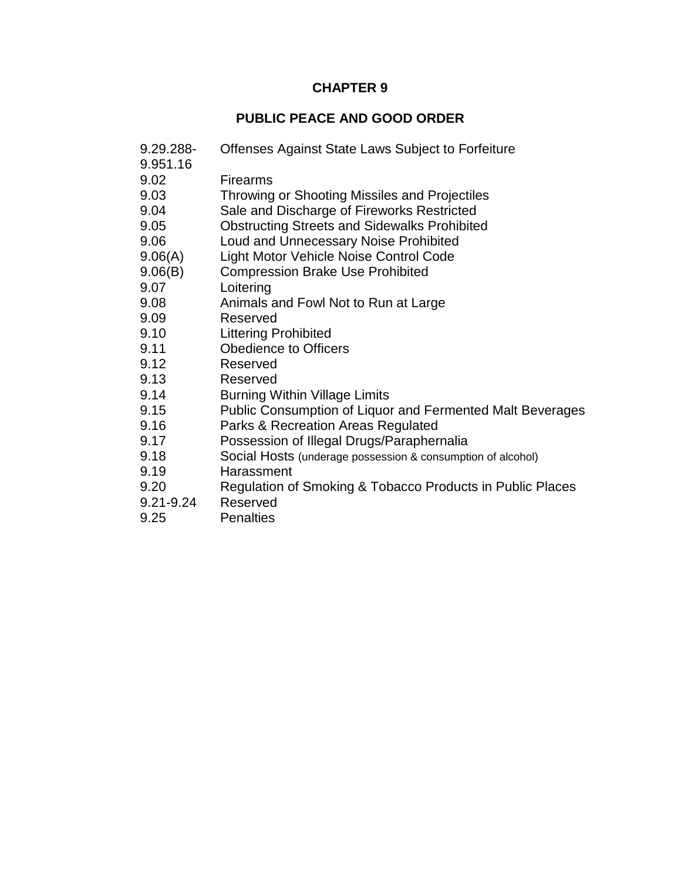# CHAPTER 9

## PUBLIC PEACE AND GOOD ORDER

| | |
|---|---|
| 9.29.288-9.951.16 | Offenses Against State Laws Subject to Forfeiture |
| 9.02 | Firearms |
| 9.03 | Throwing or Shooting Missiles and Projectiles |
| 9.04 | Sale and Discharge of Fireworks Restricted |
| 9.05 | Obstructing Streets and Sidewalks Prohibited |
| 9.06 | Loud and Unnecessary Noise Prohibited |
| 9.06(A) | Light Motor Vehicle Noise Control Code |
| 9.06(B) | Compression Brake Use Prohibited |
| 9.07 | Loitering |
| 9.08 | Animals and Fowl Not to Run at Large |
| 9.09 | Reserved |
| 9.10 | Littering Prohibited |
| 9.11 | Obedience to Officers |
| 9.12 | Reserved |
| 9.13 | Reserved |
| 9.14 | Burning Within Village Limits |
| 9.15 | Public Consumption of Liquor and Fermented Malt Beverages |
| 9.16 | Parks & Recreation Areas Regulated |
| 9.17 | Possession of Illegal Drugs/Paraphernalia |
| 9.18 | Social Hosts (underage possession & consumption of alcohol) |
| 9.19 | Harassment |
| 9.20 | Regulation of Smoking & Tobacco Products in Public Places |
| 9.21-9.24 | Reserved |
| 9.25 | Penalties |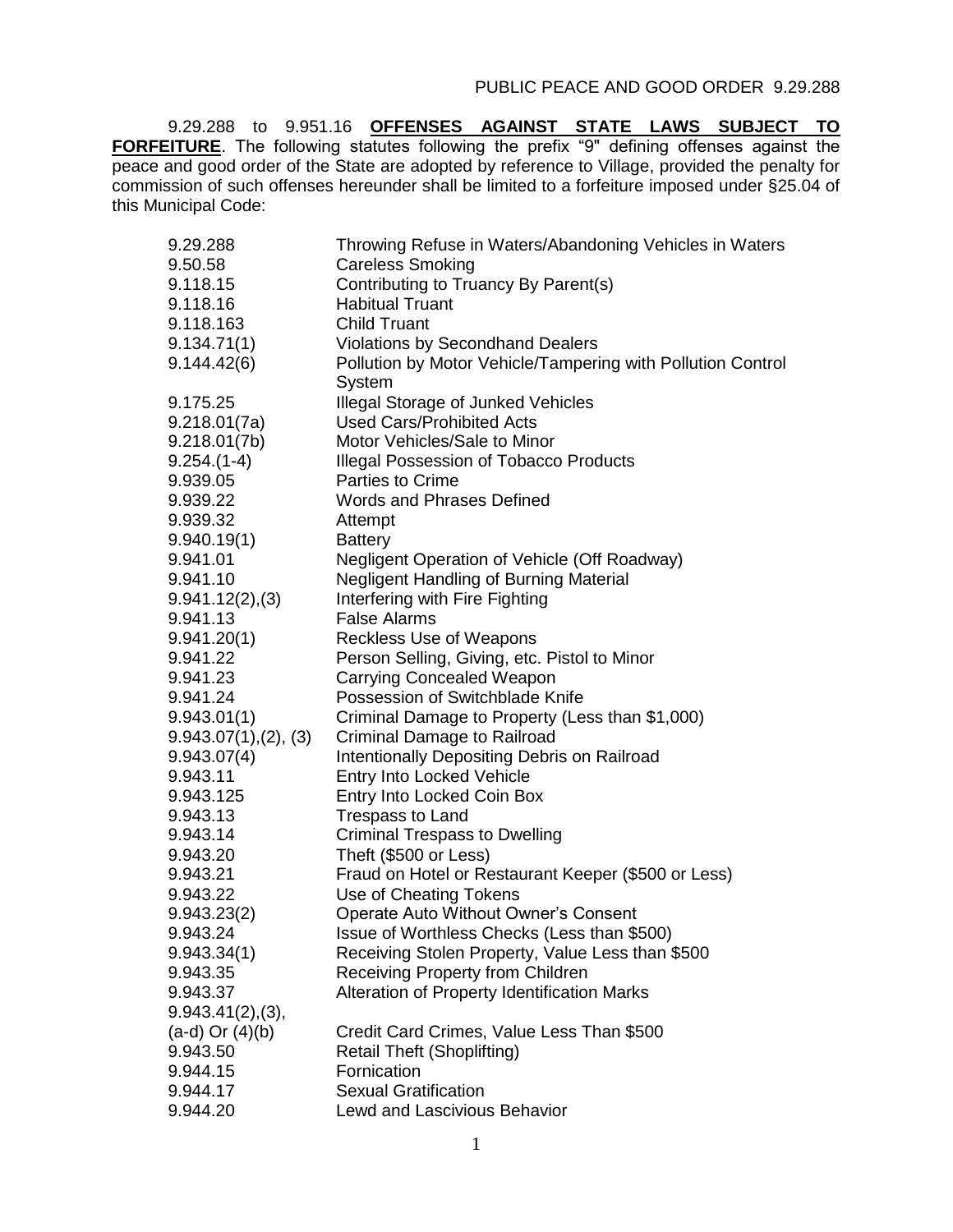9.29.288 to 9.951.16 **OFFENSES AGAINST STATE LAWS SUBJECT TO FORFEITURE**. The following statutes following the prefix "9" defining offenses against the peace and good order of the State are adopted by reference to Village, provided the penalty for commission of such offenses hereunder shall be limited to a forfeiture imposed under §25.04 of this Municipal Code:

| | |
|---|---|
| 9.29.288 | Throwing Refuse in Waters/Abandoning Vehicles in Waters |
| 9.50.58 | Careless Smoking |
| 9.118.15 | Contributing to Truancy By Parent(s) |
| 9.118.16 | Habitual Truant |
| 9.118.163 | Child Truant |
| 9.134.71(1) | Violations by Secondhand Dealers |
| 9.144.42(6) | Pollution by Motor Vehicle/Tampering with Pollution Control System |
| 9.175.25 | Illegal Storage of Junked Vehicles |
| 9.218.01(7a) | Used Cars/Prohibited Acts |
| 9.218.01(7b) | Motor Vehicles/Sale to Minor |
| 9.254.(1-4) | Illegal Possession of Tobacco Products |
| 9.939.05 | Parties to Crime |
| 9.939.22 | Words and Phrases Defined |
| 9.939.32 | Attempt |
| 9.940.19(1) | Battery |
| 9.941.01 | Negligent Operation of Vehicle (Off Roadway) |
| 9.941.10 | Negligent Handling of Burning Material |
| 9.941.12(2),(3) | Interfering with Fire Fighting |
| 9.941.13 | False Alarms |
| 9.941.20(1) | Reckless Use of Weapons |
| 9.941.22 | Person Selling, Giving, etc. Pistol to Minor |
| 9.941.23 | Carrying Concealed Weapon |
| 9.941.24 | Possession of Switchblade Knife |
| 9.943.01(1) | Criminal Damage to Property (Less than $1,000) |
| 9.943.07(1),(2), (3) | Criminal Damage to Railroad |
| 9.943.07(4) | Intentionally Depositing Debris on Railroad |
| 9.943.11 | Entry Into Locked Vehicle |
| 9.943.125 | Entry Into Locked Coin Box |
| 9.943.13 | Trespass to Land |
| 9.943.14 | Criminal Trespass to Dwelling |
| 9.943.20 | Theft ($500 or Less) |
| 9.943.21 | Fraud on Hotel or Restaurant Keeper ($500 or Less) |
| 9.943.22 | Use of Cheating Tokens |
| 9.943.23(2) | Operate Auto Without Owner's Consent |
| 9.943.24 | Issue of Worthless Checks (Less than $500) |
| 9.943.34(1) | Receiving Stolen Property, Value Less than $500 |
| 9.943.35 | Receiving Property from Children |
| 9.943.37 | Alteration of Property Identification Marks |
| 9.943.41(2),(3), (a-d) Or (4)(b) | Credit Card Crimes, Value Less Than $500 |
| 9.943.50 | Retail Theft (Shoplifting) |
| 9.944.15 | Fornication |
| 9.944.17 | Sexual Gratification |
| 9.944.20 | Lewd and Lascivious Behavior |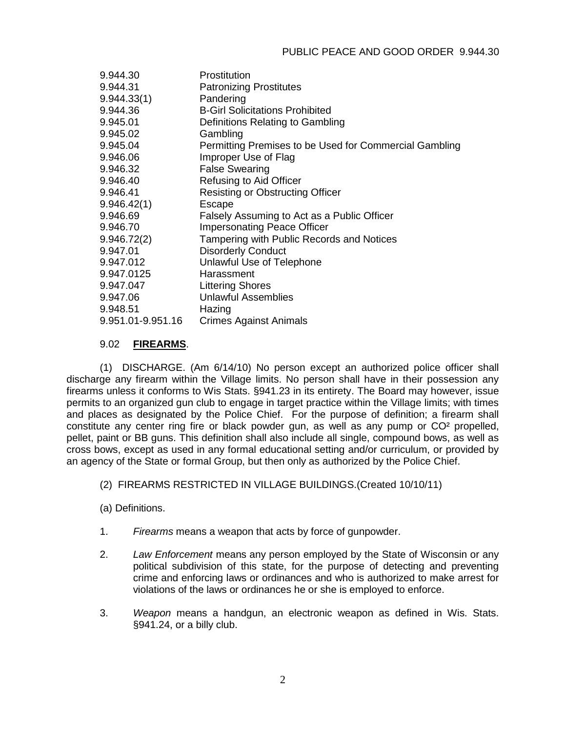| | |
|---|---|
| 9.944.30 | Prostitution |
| 9.944.31 | Patronizing Prostitutes |
| 9.944.33(1) | Pandering |
| 9.944.36 | B-Girl Solicitations Prohibited |
| 9.945.01 | Definitions Relating to Gambling |
| 9.945.02 | Gambling |
| 9.945.04 | Permitting Premises to be Used for Commercial Gambling |
| 9.946.06 | Improper Use of Flag |
| 9.946.32 | False Swearing |
| 9.946.40 | Refusing to Aid Officer |
| 9.946.41 | Resisting or Obstructing Officer |
| 9.946.42(1) | Escape |
| 9.946.69 | Falsely Assuming to Act as a Public Officer |
| 9.946.70 | Impersonating Peace Officer |
| 9.946.72(2) | Tampering with Public Records and Notices |
| 9.947.01 | Disorderly Conduct |
| 9.947.012 | Unlawful Use of Telephone |
| 9.947.0125 | Harassment |
| 9.947.047 | Littering Shores |
| 9.947.06 | Unlawful Assemblies |
| 9.948.51 | Hazing |
| 9.951.01-9.951.16 | Crimes Against Animals |

9.02 **FIREARMS**.

(1) DISCHARGE. (Am 6/14/10) No person except an authorized police officer shall discharge any firearm within the Village limits. No person shall have in their possession any firearms unless it conforms to Wis Stats. §941.23 in its entirety. The Board may however, issue permits to an organized gun club to engage in target practice within the Village limits; with times and places as designated by the Police Chief. For the purpose of definition; a firearm shall constitute any center ring fire or black powder gun, as well as any pump or $CO^2$ propelled, pellet, paint or BB guns. This definition shall also include all single, compound bows, as well as cross bows, except as used in any formal educational setting and/or curriculum, or provided by an agency of the State or formal Group, but then only as authorized by the Police Chief.

(2) FIREARMS RESTRICTED IN VILLAGE BUILDINGS.(Created 10/10/11)

(a) Definitions.

1. *Firearms* means a weapon that acts by force of gunpowder.

2. *Law Enforcement* means any person employed by the State of Wisconsin or any political subdivision of this state, for the purpose of detecting and preventing crime and enforcing laws or ordinances and who is authorized to make arrest for violations of the laws or ordinances he or she is employed to enforce.

3. *Weapon* means a handgun, an electronic weapon as defined in Wis. Stats. §941.24, or a billy club.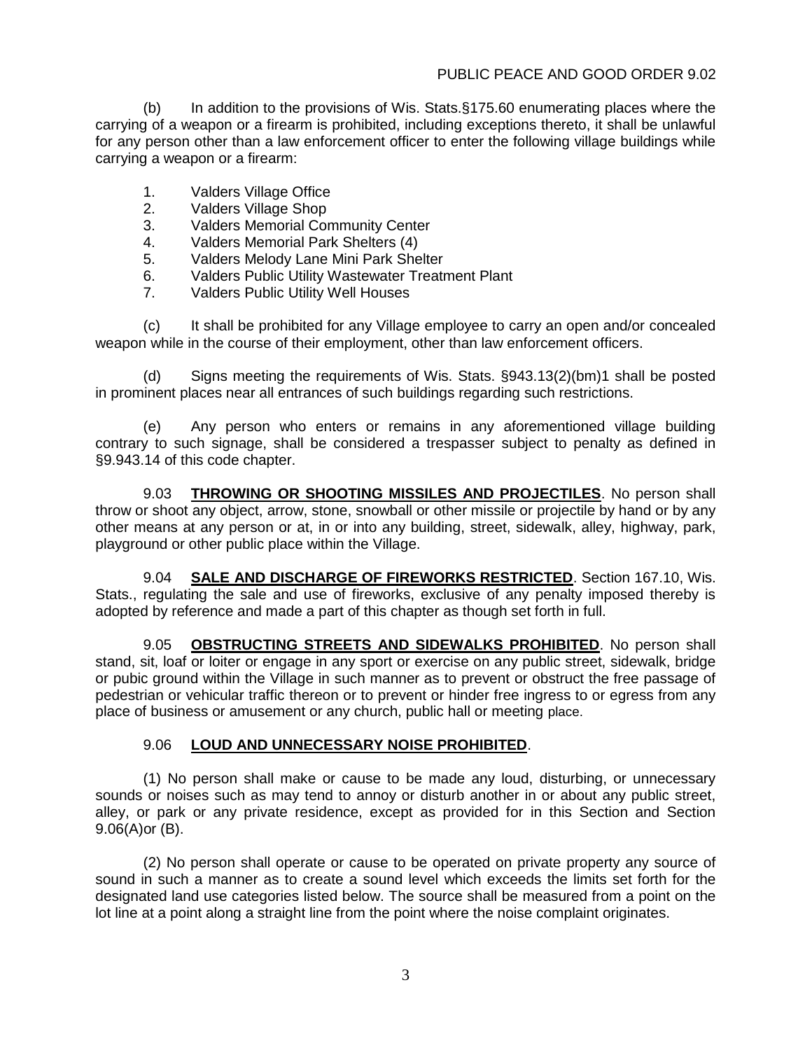(b) In addition to the provisions of Wis. Stats.§175.60 enumerating places where the carrying of a weapon or a firearm is prohibited, including exceptions thereto, it shall be unlawful for any person other than a law enforcement officer to enter the following village buildings while carrying a weapon or a firearm:

1. Valders Village Office
2. Valders Village Shop
3. Valders Memorial Community Center
4. Valders Memorial Park Shelters (4)
5. Valders Melody Lane Mini Park Shelter
6. Valders Public Utility Wastewater Treatment Plant
7. Valders Public Utility Well Houses

(c) It shall be prohibited for any Village employee to carry an open and/or concealed weapon while in the course of their employment, other than law enforcement officers.

(d) Signs meeting the requirements of Wis. Stats. §943.13(2)(bm)1 shall be posted in prominent places near all entrances of such buildings regarding such restrictions.

(e) Any person who enters or remains in any aforementioned village building contrary to such signage, shall be considered a trespasser subject to penalty as defined in §9.943.14 of this code chapter.

9.03 **THROWING OR SHOOTING MISSILES AND PROJECTILES**. No person shall throw or shoot any object, arrow, stone, snowball or other missile or projectile by hand or by any other means at any person or at, in or into any building, street, sidewalk, alley, highway, park, playground or other public place within the Village.

9.04 **SALE AND DISCHARGE OF FIREWORKS RESTRICTED**. Section 167.10, Wis. Stats., regulating the sale and use of fireworks, exclusive of any penalty imposed thereby is adopted by reference and made a part of this chapter as though set forth in full.

9.05 **OBSTRUCTING STREETS AND SIDEWALKS PROHIBITED**. No person shall stand, sit, loaf or loiter or engage in any sport or exercise on any public street, sidewalk, bridge or pubic ground within the Village in such manner as to prevent or obstruct the free passage of pedestrian or vehicular traffic thereon or to prevent or hinder free ingress to or egress from any place of business or amusement or any church, public hall or meeting place.

9.06 **LOUD AND UNNECESSARY NOISE PROHIBITED**.

(1) No person shall make or cause to be made any loud, disturbing, or unnecessary sounds or noises such as may tend to annoy or disturb another in or about any public street, alley, or park or any private residence, except as provided for in this Section and Section 9.06(A)or (B).

(2) No person shall operate or cause to be operated on private property any source of sound in such a manner as to create a sound level which exceeds the limits set forth for the designated land use categories listed below. The source shall be measured from a point on the lot line at a point along a straight line from the point where the noise complaint originates.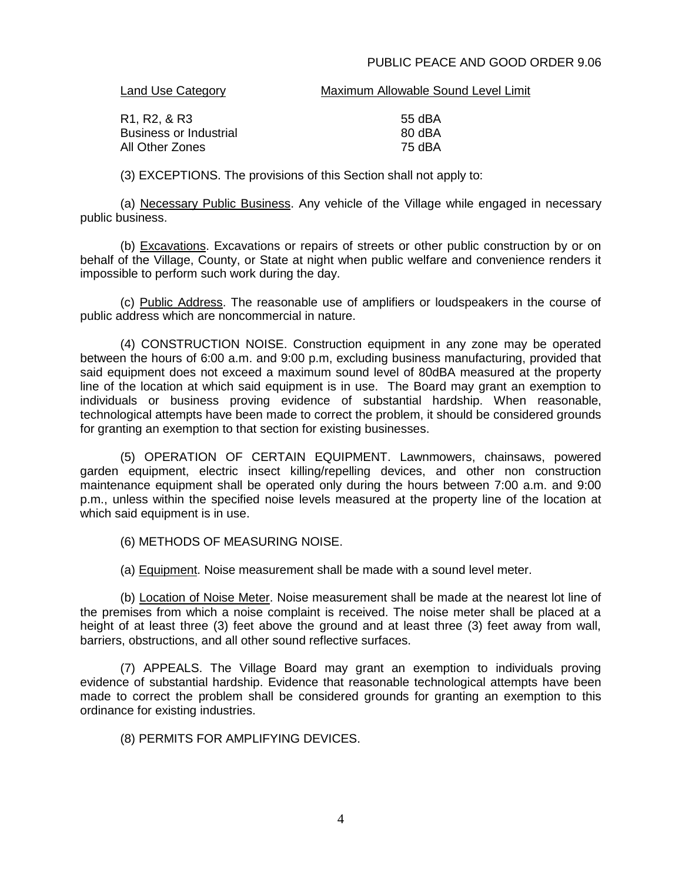| Land Use Category | Maximum Allowable Sound Level Limit |
| --- | --- |
| R1, R2, & R3 | 55 dBA |
| Business or Industrial | 80 dBA |
| All Other Zones | 75 dBA |

(3) EXCEPTIONS. The provisions of this Section shall not apply to:

(a) Necessary Public Business. Any vehicle of the Village while engaged in necessary public business.

(b) Excavations. Excavations or repairs of streets or other public construction by or on behalf of the Village, County, or State at night when public welfare and convenience renders it impossible to perform such work during the day.

(c) Public Address. The reasonable use of amplifiers or loudspeakers in the course of public address which are noncommercial in nature.

(4) CONSTRUCTION NOISE. Construction equipment in any zone may be operated between the hours of 6:00 a.m. and 9:00 p.m, excluding business manufacturing, provided that said equipment does not exceed a maximum sound level of 80dBA measured at the property line of the location at which said equipment is in use. The Board may grant an exemption to individuals or business proving evidence of substantial hardship. When reasonable, technological attempts have been made to correct the problem, it should be considered grounds for granting an exemption to that section for existing businesses.

(5) OPERATION OF CERTAIN EQUIPMENT. Lawnmowers, chainsaws, powered garden equipment, electric insect killing/repelling devices, and other non construction maintenance equipment shall be operated only during the hours between 7:00 a.m. and 9:00 p.m., unless within the specified noise levels measured at the property line of the location at which said equipment is in use.

(6) METHODS OF MEASURING NOISE.

(a) Equipment. Noise measurement shall be made with a sound level meter.

(b) Location of Noise Meter. Noise measurement shall be made at the nearest lot line of the premises from which a noise complaint is received. The noise meter shall be placed at a height of at least three (3) feet above the ground and at least three (3) feet away from wall, barriers, obstructions, and all other sound reflective surfaces.

(7) APPEALS. The Village Board may grant an exemption to individuals proving evidence of substantial hardship. Evidence that reasonable technological attempts have been made to correct the problem shall be considered grounds for granting an exemption to this ordinance for existing industries.

(8) PERMITS FOR AMPLIFYING DEVICES.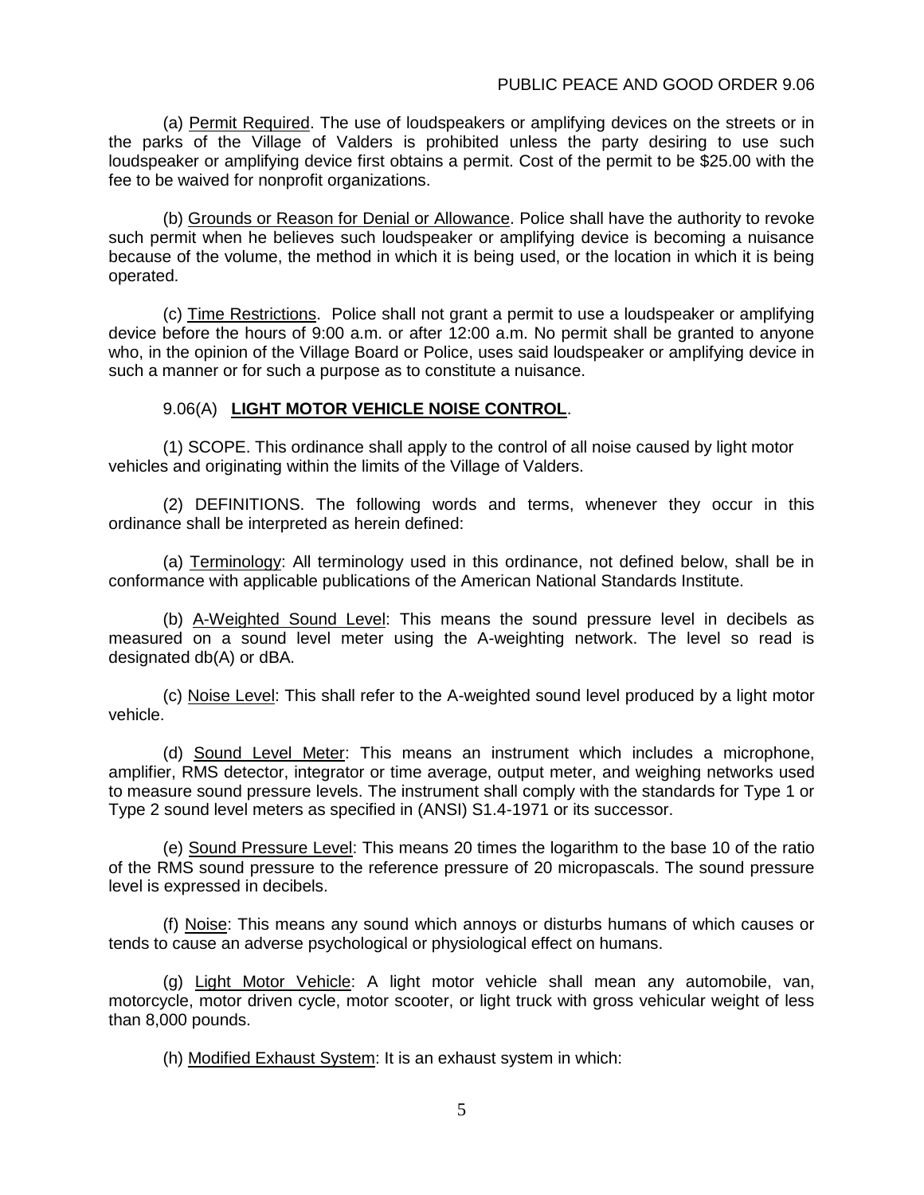(a) Permit Required. The use of loudspeakers or amplifying devices on the streets or in the parks of the Village of Valders is prohibited unless the party desiring to use such loudspeaker or amplifying device first obtains a permit. Cost of the permit to be $25.00 with the fee to be waived for nonprofit organizations.

(b) Grounds or Reason for Denial or Allowance. Police shall have the authority to revoke such permit when he believes such loudspeaker or amplifying device is becoming a nuisance because of the volume, the method in which it is being used, or the location in which it is being operated.

(c) Time Restrictions. Police shall not grant a permit to use a loudspeaker or amplifying device before the hours of 9:00 a.m. or after 12:00 a.m. No permit shall be granted to anyone who, in the opinion of the Village Board or Police, uses said loudspeaker or amplifying device in such a manner or for such a purpose as to constitute a nuisance.

## 9.06(A) **LIGHT MOTOR VEHICLE NOISE CONTROL**.

(1) SCOPE. This ordinance shall apply to the control of all noise caused by light motor vehicles and originating within the limits of the Village of Valders.

(2) DEFINITIONS. The following words and terms, whenever they occur in this ordinance shall be interpreted as herein defined:

(a) Terminology: All terminology used in this ordinance, not defined below, shall be in conformance with applicable publications of the American National Standards Institute.

(b) A-Weighted Sound Level: This means the sound pressure level in decibels as measured on a sound level meter using the A-weighting network. The level so read is designated db(A) or dBA.

(c) Noise Level: This shall refer to the A-weighted sound level produced by a light motor vehicle.

(d) Sound Level Meter: This means an instrument which includes a microphone, amplifier, RMS detector, integrator or time average, output meter, and weighing networks used to measure sound pressure levels. The instrument shall comply with the standards for Type 1 or Type 2 sound level meters as specified in (ANSI) S1.4-1971 or its successor.

(e) Sound Pressure Level: This means 20 times the logarithm to the base 10 of the ratio of the RMS sound pressure to the reference pressure of 20 micropascals. The sound pressure level is expressed in decibels.

(f) Noise: This means any sound which annoys or disturbs humans of which causes or tends to cause an adverse psychological or physiological effect on humans.

(g) Light Motor Vehicle: A light motor vehicle shall mean any automobile, van, motorcycle, motor driven cycle, motor scooter, or light truck with gross vehicular weight of less than 8,000 pounds.

(h) Modified Exhaust System: It is an exhaust system in which: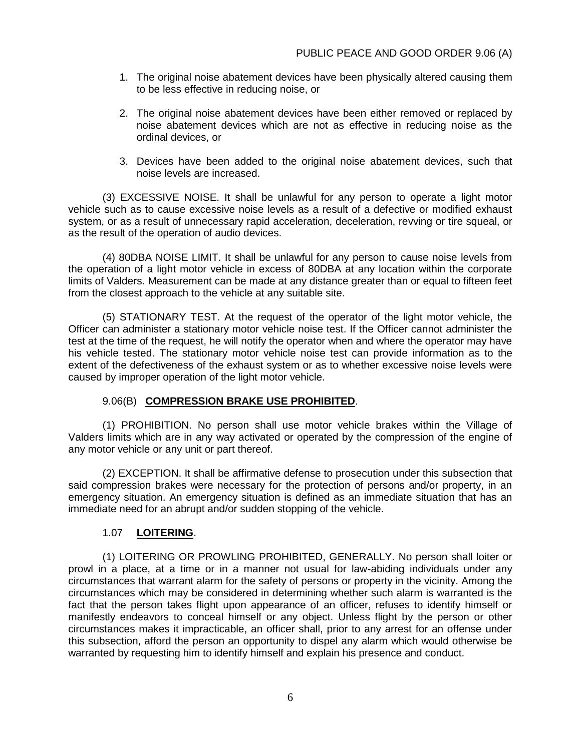1. The original noise abatement devices have been physically altered causing them to be less effective in reducing noise, or

2. The original noise abatement devices have been either removed or replaced by noise abatement devices which are not as effective in reducing noise as the ordinal devices, or

3. Devices have been added to the original noise abatement devices, such that noise levels are increased.

(3) EXCESSIVE NOISE. It shall be unlawful for any person to operate a light motor vehicle such as to cause excessive noise levels as a result of a defective or modified exhaust system, or as a result of unnecessary rapid acceleration, deceleration, revving or tire squeal, or as the result of the operation of audio devices.

(4) 80DBA NOISE LIMIT. It shall be unlawful for any person to cause noise levels from the operation of a light motor vehicle in excess of 80DBA at any location within the corporate limits of Valders. Measurement can be made at any distance greater than or equal to fifteen feet from the closest approach to the vehicle at any suitable site.

(5) STATIONARY TEST. At the request of the operator of the light motor vehicle, the Officer can administer a stationary motor vehicle noise test. If the Officer cannot administer the test at the time of the request, he will notify the operator when and where the operator may have his vehicle tested. The stationary motor vehicle noise test can provide information as to the extent of the defectiveness of the exhaust system or as to whether excessive noise levels were caused by improper operation of the light motor vehicle.

9.06(B) **COMPRESSION BRAKE USE PROHIBITED**.

(1) PROHIBITION. No person shall use motor vehicle brakes within the Village of Valders limits which are in any way activated or operated by the compression of the engine of any motor vehicle or any unit or part thereof.

(2) EXCEPTION. It shall be affirmative defense to prosecution under this subsection that said compression brakes were necessary for the protection of persons and/or property, in an emergency situation. An emergency situation is defined as an immediate situation that has an immediate need for an abrupt and/or sudden stopping of the vehicle.

1.07 **LOITERING**.

(1) LOITERING OR PROWLING PROHIBITED, GENERALLY. No person shall loiter or prowl in a place, at a time or in a manner not usual for law-abiding individuals under any circumstances that warrant alarm for the safety of persons or property in the vicinity. Among the circumstances which may be considered in determining whether such alarm is warranted is the fact that the person takes flight upon appearance of an officer, refuses to identify himself or manifestly endeavors to conceal himself or any object. Unless flight by the person or other circumstances makes it impracticable, an officer shall, prior to any arrest for an offense under this subsection, afford the person an opportunity to dispel any alarm which would otherwise be warranted by requesting him to identify himself and explain his presence and conduct.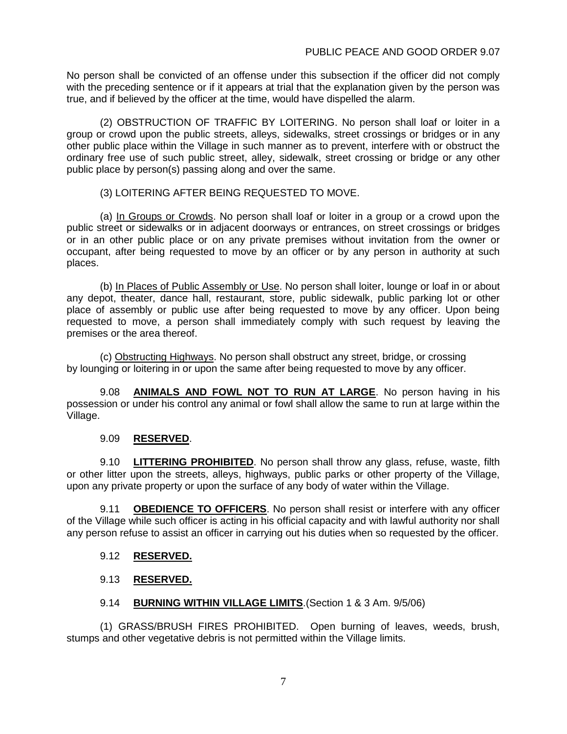No person shall be convicted of an offense under this subsection if the officer did not comply with the preceding sentence or if it appears at trial that the explanation given by the person was true, and if believed by the officer at the time, would have dispelled the alarm.

(2) OBSTRUCTION OF TRAFFIC BY LOITERING. No person shall loaf or loiter in a group or crowd upon the public streets, alleys, sidewalks, street crossings or bridges or in any other public place within the Village in such manner as to prevent, interfere with or obstruct the ordinary free use of such public street, alley, sidewalk, street crossing or bridge or any other public place by person(s) passing along and over the same.

(3) LOITERING AFTER BEING REQUESTED TO MOVE.

(a) In Groups or Crowds. No person shall loaf or loiter in a group or a crowd upon the public street or sidewalks or in adjacent doorways or entrances, on street crossings or bridges or in an other public place or on any private premises without invitation from the owner or occupant, after being requested to move by an officer or by any person in authority at such places.

(b) In Places of Public Assembly or Use. No person shall loiter, lounge or loaf in or about any depot, theater, dance hall, restaurant, store, public sidewalk, public parking lot or other place of assembly or public use after being requested to move by any officer. Upon being requested to move, a person shall immediately comply with such request by leaving the premises or the area thereof.

(c) Obstructing Highways. No person shall obstruct any street, bridge, or crossing by lounging or loitering in or upon the same after being requested to move by any officer.

9.08 **ANIMALS AND FOWL NOT TO RUN AT LARGE**. No person having in his possession or under his control any animal or fowl shall allow the same to run at large within the Village.

9.09 **RESERVED**.

9.10 **LITTERING PROHIBITED**. No person shall throw any glass, refuse, waste, filth or other litter upon the streets, alleys, highways, public parks or other property of the Village, upon any private property or upon the surface of any body of water within the Village.

9.11 **OBEDIENCE TO OFFICERS**. No person shall resist or interfere with any officer of the Village while such officer is acting in his official capacity and with lawful authority nor shall any person refuse to assist an officer in carrying out his duties when so requested by the officer.

9.12 **RESERVED.**

9.13 **RESERVED.**

9.14 **BURNING WITHIN VILLAGE LIMITS**.(Section 1 & 3 Am. 9/5/06)

(1) GRASS/BRUSH FIRES PROHIBITED. Open burning of leaves, weeds, brush, stumps and other vegetative debris is not permitted within the Village limits.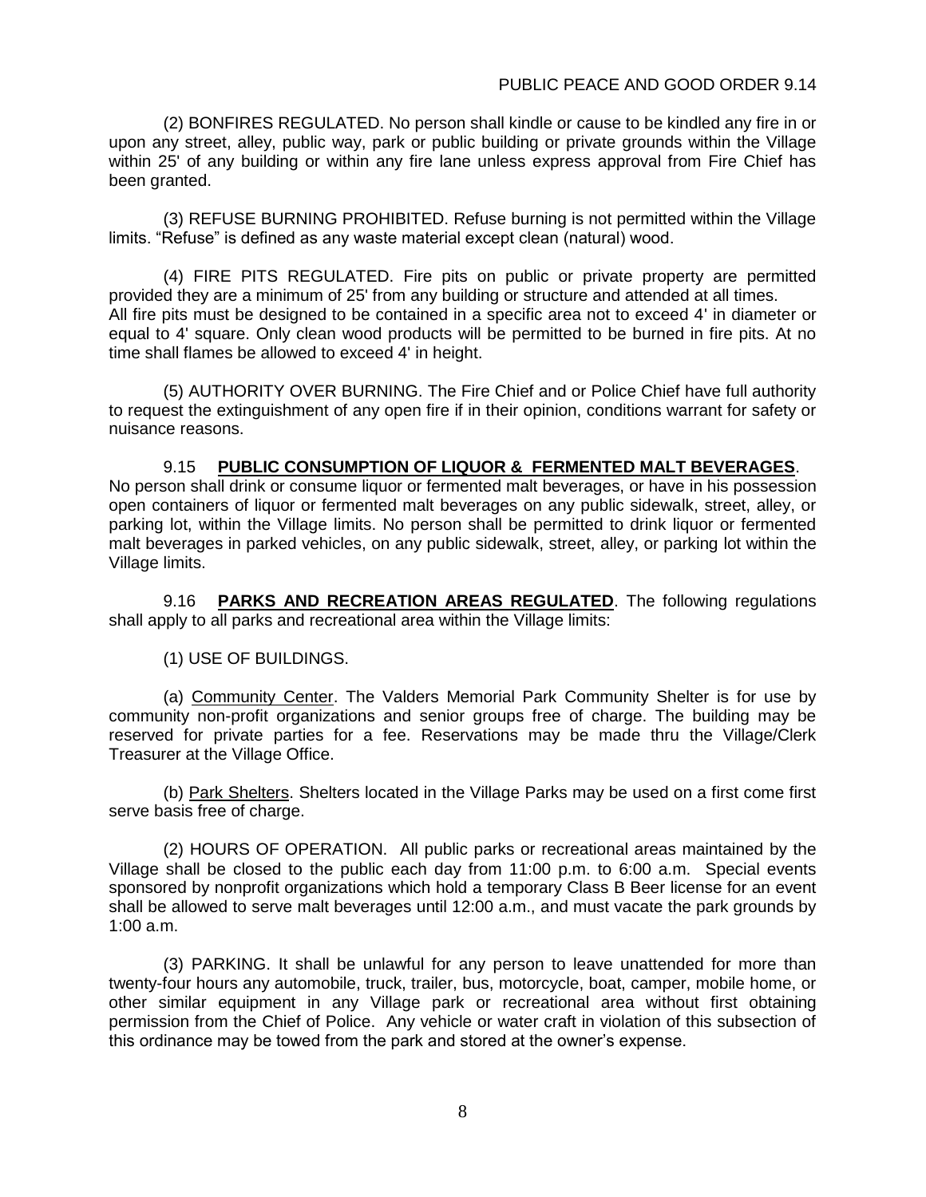(2) BONFIRES REGULATED. No person shall kindle or cause to be kindled any fire in or upon any street, alley, public way, park or public building or private grounds within the Village within 25' of any building or within any fire lane unless express approval from Fire Chief has been granted.

(3) REFUSE BURNING PROHIBITED. Refuse burning is not permitted within the Village limits. "Refuse" is defined as any waste material except clean (natural) wood.

(4) FIRE PITS REGULATED. Fire pits on public or private property are permitted provided they are a minimum of 25' from any building or structure and attended at all times. All fire pits must be designed to be contained in a specific area not to exceed 4' in diameter or equal to 4' square. Only clean wood products will be permitted to be burned in fire pits. At no time shall flames be allowed to exceed 4' in height.

(5) AUTHORITY OVER BURNING. The Fire Chief and or Police Chief have full authority to request the extinguishment of any open fire if in their opinion, conditions warrant for safety or nuisance reasons.

9.15 **PUBLIC CONSUMPTION OF LIQUOR & FERMENTED MALT BEVERAGES**. No person shall drink or consume liquor or fermented malt beverages, or have in his possession open containers of liquor or fermented malt beverages on any public sidewalk, street, alley, or parking lot, within the Village limits. No person shall be permitted to drink liquor or fermented malt beverages in parked vehicles, on any public sidewalk, street, alley, or parking lot within the Village limits.

9.16 **PARKS AND RECREATION AREAS REGULATED**. The following regulations shall apply to all parks and recreational area within the Village limits:

(1) USE OF BUILDINGS.

(a) Community Center. The Valders Memorial Park Community Shelter is for use by community non-profit organizations and senior groups free of charge. The building may be reserved for private parties for a fee. Reservations may be made thru the Village/Clerk Treasurer at the Village Office.

(b) Park Shelters. Shelters located in the Village Parks may be used on a first come first serve basis free of charge.

(2) HOURS OF OPERATION. All public parks or recreational areas maintained by the Village shall be closed to the public each day from 11:00 p.m. to 6:00 a.m. Special events sponsored by nonprofit organizations which hold a temporary Class B Beer license for an event shall be allowed to serve malt beverages until 12:00 a.m., and must vacate the park grounds by 1:00 a.m.

(3) PARKING. It shall be unlawful for any person to leave unattended for more than twenty-four hours any automobile, truck, trailer, bus, motorcycle, boat, camper, mobile home, or other similar equipment in any Village park or recreational area without first obtaining permission from the Chief of Police. Any vehicle or water craft in violation of this subsection of this ordinance may be towed from the park and stored at the owner's expense.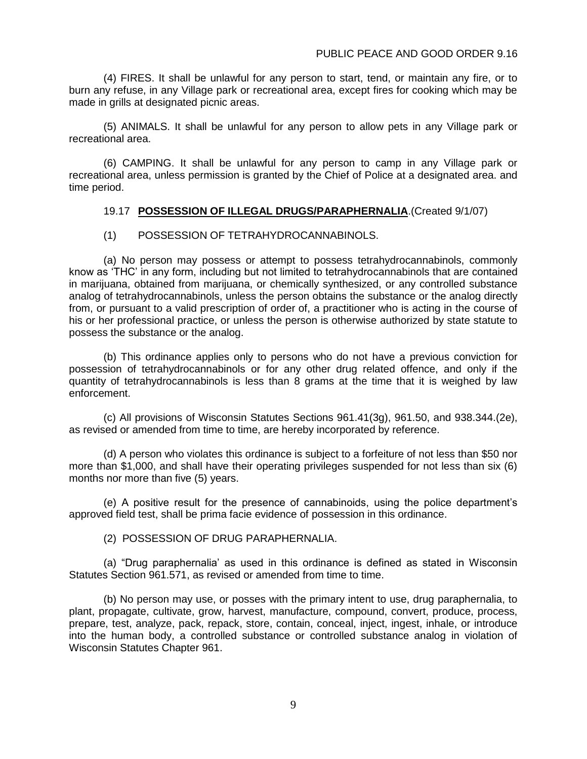(4) FIRES. It shall be unlawful for any person to start, tend, or maintain any fire, or to burn any refuse, in any Village park or recreational area, except fires for cooking which may be made in grills at designated picnic areas.

(5) ANIMALS. It shall be unlawful for any person to allow pets in any Village park or recreational area.

(6) CAMPING. It shall be unlawful for any person to camp in any Village park or recreational area, unless permission is granted by the Chief of Police at a designated area. and time period.

19.17 **POSSESSION OF ILLEGAL DRUGS/PARAPHERNALIA**.(Created 9/1/07)

(1) POSSESSION OF TETRAHYDROCANNABINOLS.

(a) No person may possess or attempt to possess tetrahydrocannabinols, commonly know as 'THC' in any form, including but not limited to tetrahydrocannabinols that are contained in marijuana, obtained from marijuana, or chemically synthesized, or any controlled substance analog of tetrahydrocannabinols, unless the person obtains the substance or the analog directly from, or pursuant to a valid prescription of order of, a practitioner who is acting in the course of his or her professional practice, or unless the person is otherwise authorized by state statute to possess the substance or the analog.

(b) This ordinance applies only to persons who do not have a previous conviction for possession of tetrahydrocannabinols or for any other drug related offence, and only if the quantity of tetrahydrocannabinols is less than 8 grams at the time that it is weighed by law enforcement.

(c) All provisions of Wisconsin Statutes Sections 961.41(3g), 961.50, and 938.344.(2e), as revised or amended from time to time, are hereby incorporated by reference.

(d) A person who violates this ordinance is subject to a forfeiture of not less than $50 nor more than $1,000, and shall have their operating privileges suspended for not less than six (6) months nor more than five (5) years.

(e) A positive result for the presence of cannabinoids, using the police department's approved field test, shall be prima facie evidence of possession in this ordinance.

(2) POSSESSION OF DRUG PARAPHERNALIA.

(a) "Drug paraphernalia' as used in this ordinance is defined as stated in Wisconsin Statutes Section 961.571, as revised or amended from time to time.

(b) No person may use, or posses with the primary intent to use, drug paraphernalia, to plant, propagate, cultivate, grow, harvest, manufacture, compound, convert, produce, process, prepare, test, analyze, pack, repack, store, contain, conceal, inject, ingest, inhale, or introduce into the human body, a controlled substance or controlled substance analog in violation of Wisconsin Statutes Chapter 961.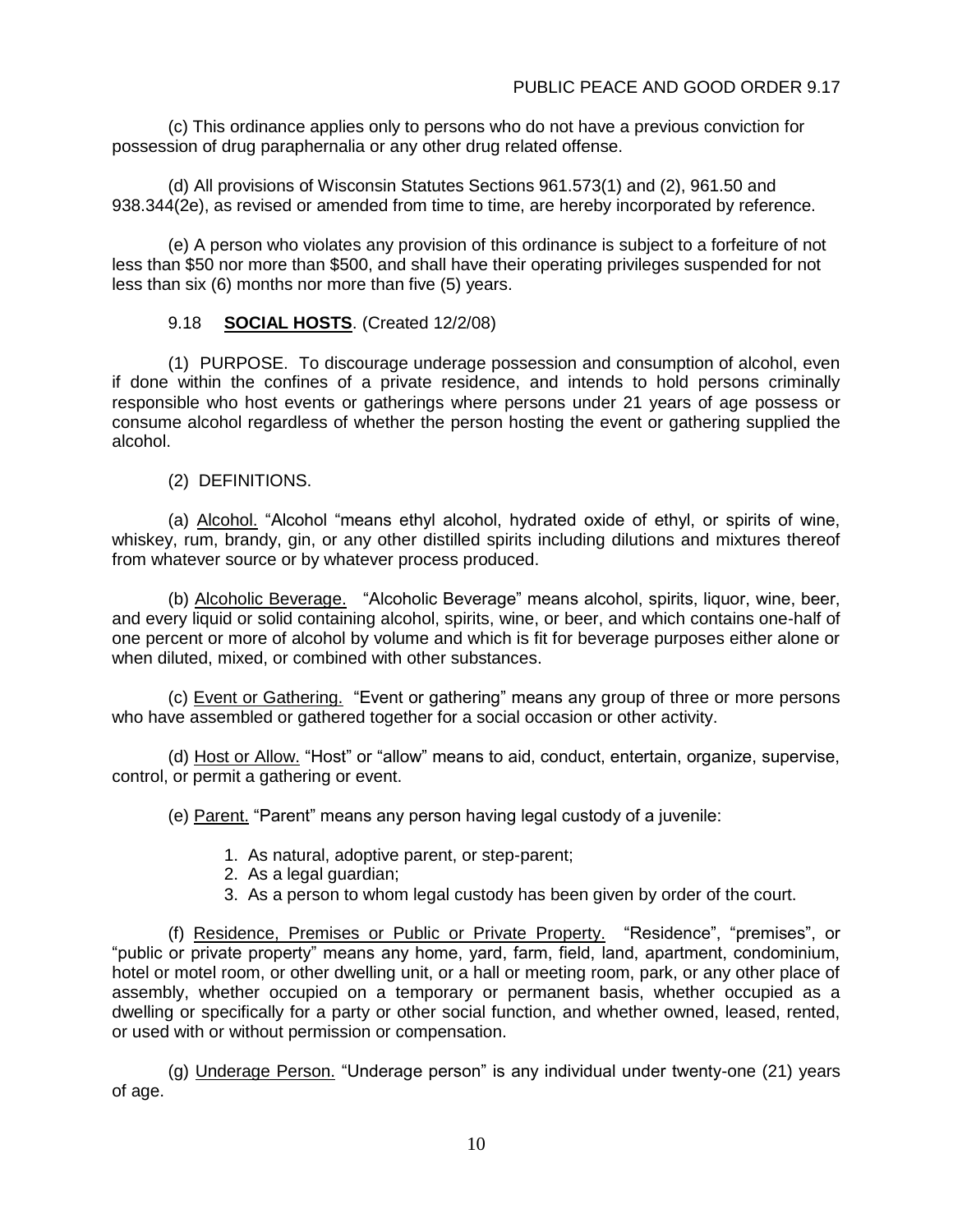(c) This ordinance applies only to persons who do not have a previous conviction for possession of drug paraphernalia or any other drug related offense.

(d) All provisions of Wisconsin Statutes Sections 961.573(1) and (2), 961.50 and 938.344(2e), as revised or amended from time to time, are hereby incorporated by reference.

(e) A person who violates any provision of this ordinance is subject to a forfeiture of not less than $50 nor more than $500, and shall have their operating privileges suspended for not less than six (6) months nor more than five (5) years.

9.18 **SOCIAL HOSTS**. (Created 12/2/08)

(1) PURPOSE. To discourage underage possession and consumption of alcohol, even if done within the confines of a private residence, and intends to hold persons criminally responsible who host events or gatherings where persons under 21 years of age possess or consume alcohol regardless of whether the person hosting the event or gathering supplied the alcohol.

(2) DEFINITIONS.

(a) Alcohol. "Alcohol "means ethyl alcohol, hydrated oxide of ethyl, or spirits of wine, whiskey, rum, brandy, gin, or any other distilled spirits including dilutions and mixtures thereof from whatever source or by whatever process produced.

(b) Alcoholic Beverage. "Alcoholic Beverage" means alcohol, spirits, liquor, wine, beer, and every liquid or solid containing alcohol, spirits, wine, or beer, and which contains one-half of one percent or more of alcohol by volume and which is fit for beverage purposes either alone or when diluted, mixed, or combined with other substances.

(c) Event or Gathering. "Event or gathering" means any group of three or more persons who have assembled or gathered together for a social occasion or other activity.

(d) Host or Allow. "Host" or "allow" means to aid, conduct, entertain, organize, supervise, control, or permit a gathering or event.

(e) Parent. "Parent" means any person having legal custody of a juvenile:

1. As natural, adoptive parent, or step-parent;
2. As a legal guardian;
3. As a person to whom legal custody has been given by order of the court.

(f) Residence, Premises or Public or Private Property. "Residence", "premises", or "public or private property" means any home, yard, farm, field, land, apartment, condominium, hotel or motel room, or other dwelling unit, or a hall or meeting room, park, or any other place of assembly, whether occupied on a temporary or permanent basis, whether occupied as a dwelling or specifically for a party or other social function, and whether owned, leased, rented, or used with or without permission or compensation.

(g) Underage Person. "Underage person" is any individual under twenty-one (21) years of age.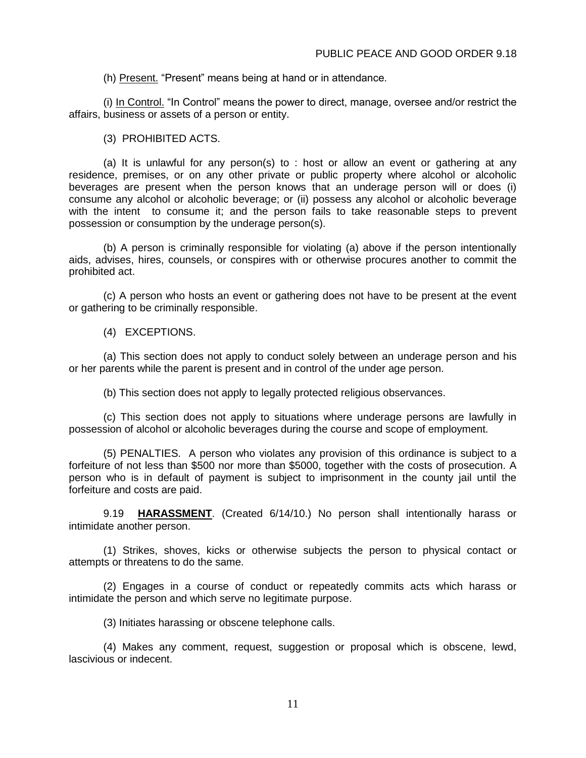(h) Present. "Present" means being at hand or in attendance.

(i) In Control. "In Control" means the power to direct, manage, oversee and/or restrict the affairs, business or assets of a person or entity.

(3) PROHIBITED ACTS.

(a) It is unlawful for any person(s) to : host or allow an event or gathering at any residence, premises, or on any other private or public property where alcohol or alcoholic beverages are present when the person knows that an underage person will or does (i) consume any alcohol or alcoholic beverage; or (ii) possess any alcohol or alcoholic beverage with the intent to consume it; and the person fails to take reasonable steps to prevent possession or consumption by the underage person(s).

(b) A person is criminally responsible for violating (a) above if the person intentionally aids, advises, hires, counsels, or conspires with or otherwise procures another to commit the prohibited act.

(c) A person who hosts an event or gathering does not have to be present at the event or gathering to be criminally responsible.

(4) EXCEPTIONS.

(a) This section does not apply to conduct solely between an underage person and his or her parents while the parent is present and in control of the under age person.

(b) This section does not apply to legally protected religious observances.

(c) This section does not apply to situations where underage persons are lawfully in possession of alcohol or alcoholic beverages during the course and scope of employment.

(5) PENALTIES. A person who violates any provision of this ordinance is subject to a forfeiture of not less than $500 nor more than $5000, together with the costs of prosecution. A person who is in default of payment is subject to imprisonment in the county jail until the forfeiture and costs are paid.

9.19 **HARASSMENT**. (Created 6/14/10.) No person shall intentionally harass or intimidate another person.

(1) Strikes, shoves, kicks or otherwise subjects the person to physical contact or attempts or threatens to do the same.

(2) Engages in a course of conduct or repeatedly commits acts which harass or intimidate the person and which serve no legitimate purpose.

(3) Initiates harassing or obscene telephone calls.

(4) Makes any comment, request, suggestion or proposal which is obscene, lewd, lascivious or indecent.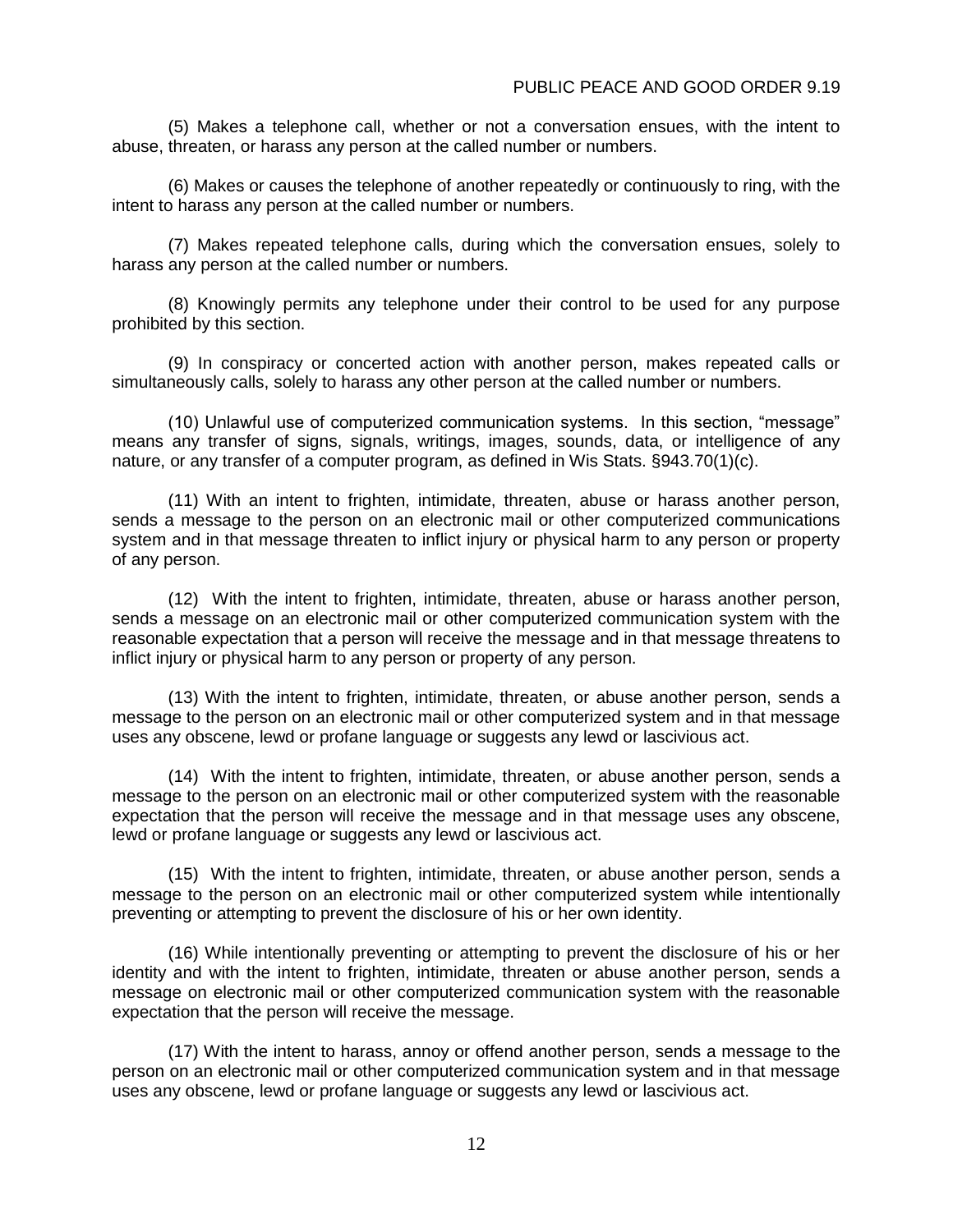(5) Makes a telephone call, whether or not a conversation ensues, with the intent to abuse, threaten, or harass any person at the called number or numbers.

(6) Makes or causes the telephone of another repeatedly or continuously to ring, with the intent to harass any person at the called number or numbers.

(7) Makes repeated telephone calls, during which the conversation ensues, solely to harass any person at the called number or numbers.

(8) Knowingly permits any telephone under their control to be used for any purpose prohibited by this section.

(9) In conspiracy or concerted action with another person, makes repeated calls or simultaneously calls, solely to harass any other person at the called number or numbers.

(10) Unlawful use of computerized communication systems. In this section, "message" means any transfer of signs, signals, writings, images, sounds, data, or intelligence of any nature, or any transfer of a computer program, as defined in Wis Stats. §943.70(1)(c).

(11) With an intent to frighten, intimidate, threaten, abuse or harass another person, sends a message to the person on an electronic mail or other computerized communications system and in that message threaten to inflict injury or physical harm to any person or property of any person.

(12) With the intent to frighten, intimidate, threaten, abuse or harass another person, sends a message on an electronic mail or other computerized communication system with the reasonable expectation that a person will receive the message and in that message threatens to inflict injury or physical harm to any person or property of any person.

(13) With the intent to frighten, intimidate, threaten, or abuse another person, sends a message to the person on an electronic mail or other computerized system and in that message uses any obscene, lewd or profane language or suggests any lewd or lascivious act.

(14) With the intent to frighten, intimidate, threaten, or abuse another person, sends a message to the person on an electronic mail or other computerized system with the reasonable expectation that the person will receive the message and in that message uses any obscene, lewd or profane language or suggests any lewd or lascivious act.

(15) With the intent to frighten, intimidate, threaten, or abuse another person, sends a message to the person on an electronic mail or other computerized system while intentionally preventing or attempting to prevent the disclosure of his or her own identity.

(16) While intentionally preventing or attempting to prevent the disclosure of his or her identity and with the intent to frighten, intimidate, threaten or abuse another person, sends a message on electronic mail or other computerized communication system with the reasonable expectation that the person will receive the message.

(17) With the intent to harass, annoy or offend another person, sends a message to the person on an electronic mail or other computerized communication system and in that message uses any obscene, lewd or profane language or suggests any lewd or lascivious act.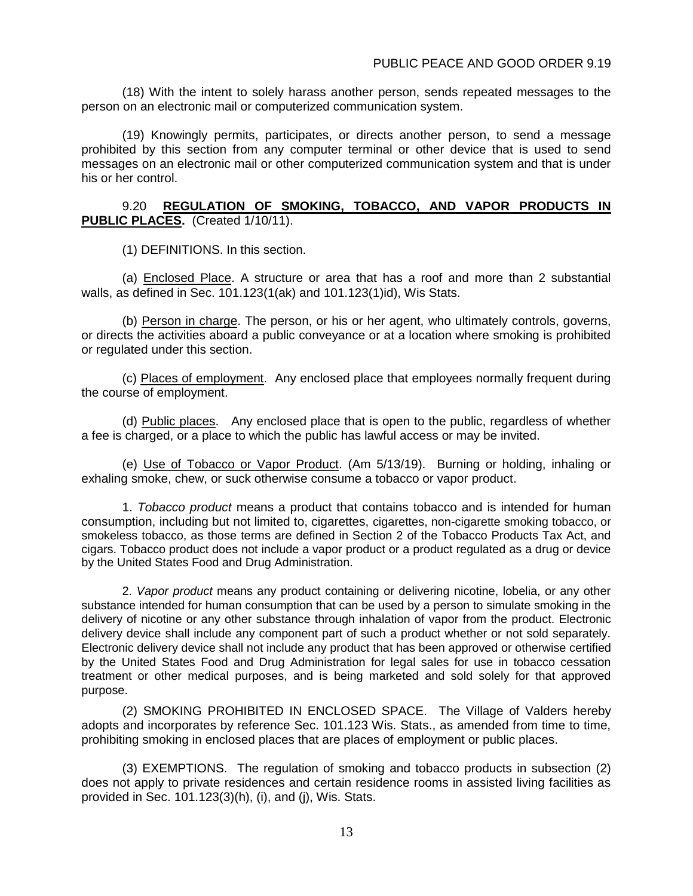(18) With the intent to solely harass another person, sends repeated messages to the person on an electronic mail or computerized communication system.

(19) Knowingly permits, participates, or directs another person, to send a message prohibited by this section from any computer terminal or other device that is used to send messages on an electronic mail or other computerized communication system and that is under his or her control.

9.20 **<u>REGULATION OF SMOKING, TOBACCO, AND VAPOR PRODUCTS IN PUBLIC PLACES</u>.** (Created 1/10/11).

(1) DEFINITIONS. In this section.

(a) <u>Enclosed Place</u>. A structure or area that has a roof and more than 2 substantial walls, as defined in Sec. 101.123(1(ak) and 101.123(1)id), Wis Stats.

(b) <u>Person in charge</u>. The person, or his or her agent, who ultimately controls, governs, or directs the activities aboard a public conveyance or at a location where smoking is prohibited or regulated under this section.

(c) <u>Places of employment</u>. Any enclosed place that employees normally frequent during the course of employment.

(d) <u>Public places</u>. Any enclosed place that is open to the public, regardless of whether a fee is charged, or a place to which the public has lawful access or may be invited.

(e) <u>Use of Tobacco or Vapor Product</u>. (Am 5/13/19). Burning or holding, inhaling or exhaling smoke, chew, or suck otherwise consume a tobacco or vapor product.

1. *Tobacco product* means a product that contains tobacco and is intended for human consumption, including but not limited to, cigarettes, cigarettes, non-cigarette smoking tobacco, or smokeless tobacco, as those terms are defined in Section 2 of the Tobacco Products Tax Act, and cigars. Tobacco product does not include a vapor product or a product regulated as a drug or device by the United States Food and Drug Administration.

2. *Vapor product* means any product containing or delivering nicotine, lobelia, or any other substance intended for human consumption that can be used by a person to simulate smoking in the delivery of nicotine or any other substance through inhalation of vapor from the product. Electronic delivery device shall include any component part of such a product whether or not sold separately. Electronic delivery device shall not include any product that has been approved or otherwise certified by the United States Food and Drug Administration for legal sales for use in tobacco cessation treatment or other medical purposes, and is being marketed and sold solely for that approved purpose.

(2) SMOKING PROHIBITED IN ENCLOSED SPACE. The Village of Valders hereby adopts and incorporates by reference Sec. 101.123 Wis. Stats., as amended from time to time, prohibiting smoking in enclosed places that are places of employment or public places.

(3) EXEMPTIONS. The regulation of smoking and tobacco products in subsection (2) does not apply to private residences and certain residence rooms in assisted living facilities as provided in Sec. 101.123(3)(h), (i), and (j), Wis. Stats.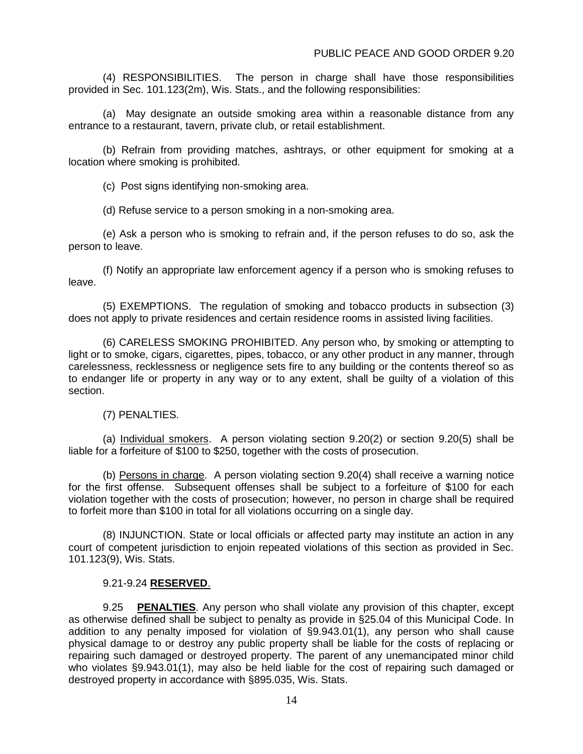(4) RESPONSIBILITIES. The person in charge shall have those responsibilities provided in Sec. 101.123(2m), Wis. Stats., and the following responsibilities:

(a) May designate an outside smoking area within a reasonable distance from any entrance to a restaurant, tavern, private club, or retail establishment.

(b) Refrain from providing matches, ashtrays, or other equipment for smoking at a location where smoking is prohibited.

(c) Post signs identifying non-smoking area.

(d) Refuse service to a person smoking in a non-smoking area.

(e) Ask a person who is smoking to refrain and, if the person refuses to do so, ask the person to leave.

(f) Notify an appropriate law enforcement agency if a person who is smoking refuses to leave.

(5) EXEMPTIONS. The regulation of smoking and tobacco products in subsection (3) does not apply to private residences and certain residence rooms in assisted living facilities.

(6) CARELESS SMOKING PROHIBITED. Any person who, by smoking or attempting to light or to smoke, cigars, cigarettes, pipes, tobacco, or any other product in any manner, through carelessness, recklessness or negligence sets fire to any building or the contents thereof so as to endanger life or property in any way or to any extent, shall be guilty of a violation of this section.

(7) PENALTIES.

(a) Individual smokers. A person violating section 9.20(2) or section 9.20(5) shall be liable for a forfeiture of $100 to $250, together with the costs of prosecution.

(b) Persons in charge. A person violating section 9.20(4) shall receive a warning notice for the first offense. Subsequent offenses shall be subject to a forfeiture of $100 for each violation together with the costs of prosecution; however, no person in charge shall be required to forfeit more than $100 in total for all violations occurring on a single day.

(8) INJUNCTION. State or local officials or affected party may institute an action in any court of competent jurisdiction to enjoin repeated violations of this section as provided in Sec. 101.123(9), Wis. Stats.

9.21-9.24 **RESERVED**.

9.25 **PENALTIES**. Any person who shall violate any provision of this chapter, except as otherwise defined shall be subject to penalty as provide in §25.04 of this Municipal Code. In addition to any penalty imposed for violation of §9.943.01(1), any person who shall cause physical damage to or destroy any public property shall be liable for the costs of replacing or repairing such damaged or destroyed property. The parent of any unemancipated minor child who violates §9.943.01(1), may also be held liable for the cost of repairing such damaged or destroyed property in accordance with §895.035, Wis. Stats.